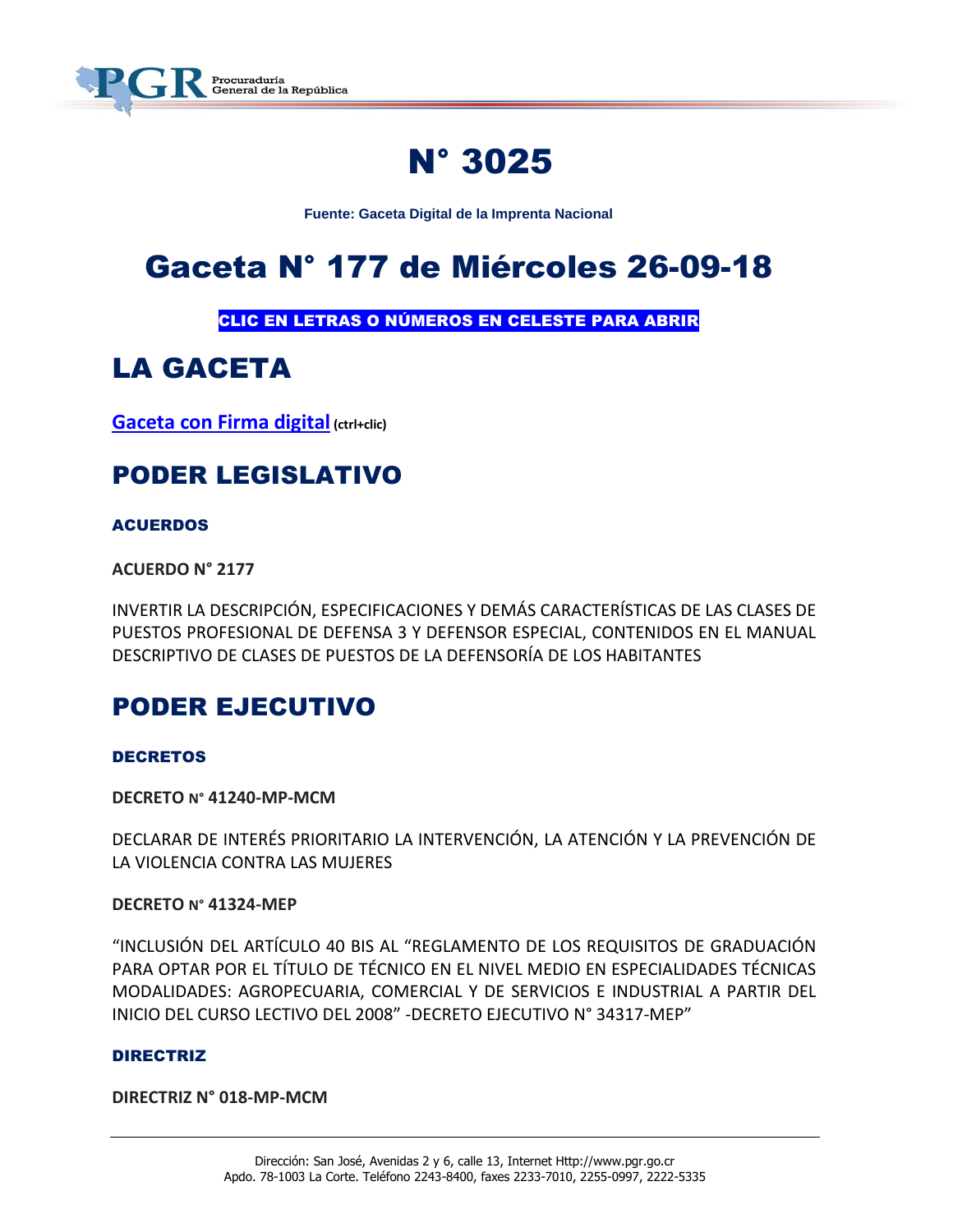# N° 3025

**Fuente: Gaceta Digital de la Imprenta Nacional**

# Gaceta N° 177 de Miércoles 26-09-18

CLIC EN LETRAS O NÚMEROS EN CELESTE PARA ABRIR

## LA GACETA

**Gaceta con Firma digital** **(ctrl+clic)**

## PODER LEGISLATIVO

### ACUERDOS

**ACUERDO N° 2177**

INVERTIR LA DESCRIPCIÓN, ESPECIFICACIONES Y DEMÁS CARACTERÍSTICAS DE LAS CLASES DE PUESTOS PROFESIONAL DE DEFENSA 3 Y DEFENSOR ESPECIAL, CONTENIDOS EN EL MANUAL DESCRIPTIVO DE CLASES DE PUESTOS DE LA DEFENSORÍA DE LOS HABITANTES

## PODER EJECUTIVO

### DECRETOS

**DECRETO N° 41240-MP-MCM**

DECLARAR DE INTERÉS PRIORITARIO LA INTERVENCIÓN, LA ATENCIÓN Y LA PREVENCIÓN DE LA VIOLENCIA CONTRA LAS MUJERES

**DECRETO N° 41324-MEP**

"INCLUSIÓN DEL ARTÍCULO 40 BIS AL "REGLAMENTO DE LOS REQUISITOS DE GRADUACIÓN PARA OPTAR POR EL TÍTULO DE TÉCNICO EN EL NIVEL MEDIO EN ESPECIALIDADES TÉCNICAS MODALIDADES: AGROPECUARIA, COMERCIAL Y DE SERVICIOS E INDUSTRIAL A PARTIR DEL INICIO DEL CURSO LECTIVO DEL 2008" -DECRETO EJECUTIVO N° 34317-MEP"

### DIRECTRIZ

**DIRECTRIZ N° 018-MP-MCM**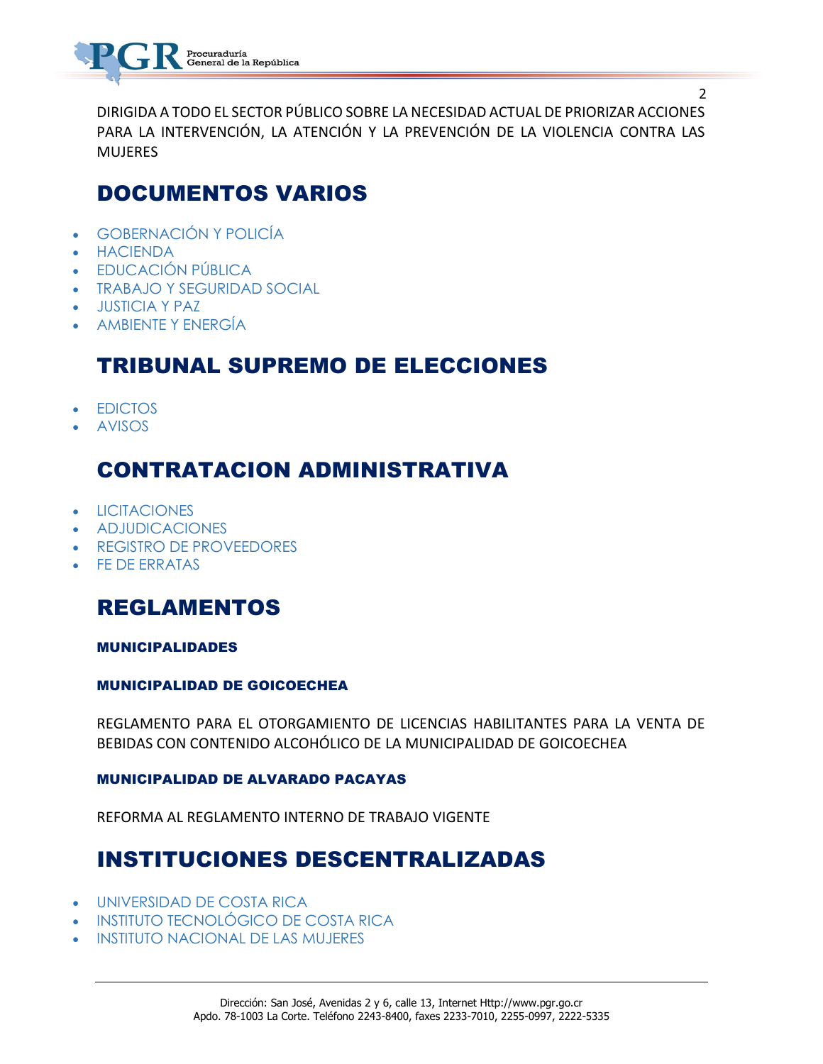DIRIGIDA A TODO EL SECTOR PÚBLICO SOBRE LA NECESIDAD ACTUAL DE PRIORIZAR ACCIONES PARA LA INTERVENCIÓN, LA ATENCIÓN Y LA PREVENCIÓN DE LA VIOLENCIA CONTRA LAS MUJERES

## DOCUMENTOS VARIOS

- GOBERNACIÓN Y POLICÍA
- HACIENDA
- EDUCACIÓN PÚBLICA
- TRABAJO Y SEGURIDAD SOCIAL
- JUSTICIA Y PAZ
- AMBIENTE Y ENERGÍA

## TRIBUNAL SUPREMO DE ELECCIONES

- EDICTOS
- AVISOS

## CONTRATACION ADMINISTRATIVA

- LICITACIONES
- ADJUDICACIONES
- REGISTRO DE PROVEEDORES
- FE DE ERRATAS

## REGLAMENTOS

### MUNICIPALIDADES

### MUNICIPALIDAD DE GOICOECHEA

REGLAMENTO PARA EL OTORGAMIENTO DE LICENCIAS HABILITANTES PARA LA VENTA DE BEBIDAS CON CONTENIDO ALCOHÓLICO DE LA MUNICIPALIDAD DE GOICOECHEA

### MUNICIPALIDAD DE ALVARADO PACAYAS

REFORMA AL REGLAMENTO INTERNO DE TRABAJO VIGENTE

## INSTITUCIONES DESCENTRALIZADAS

- UNIVERSIDAD DE COSTA RICA
- INSTITUTO TECNOLÓGICO DE COSTA RICA
- INSTITUTO NACIONAL DE LAS MUJERES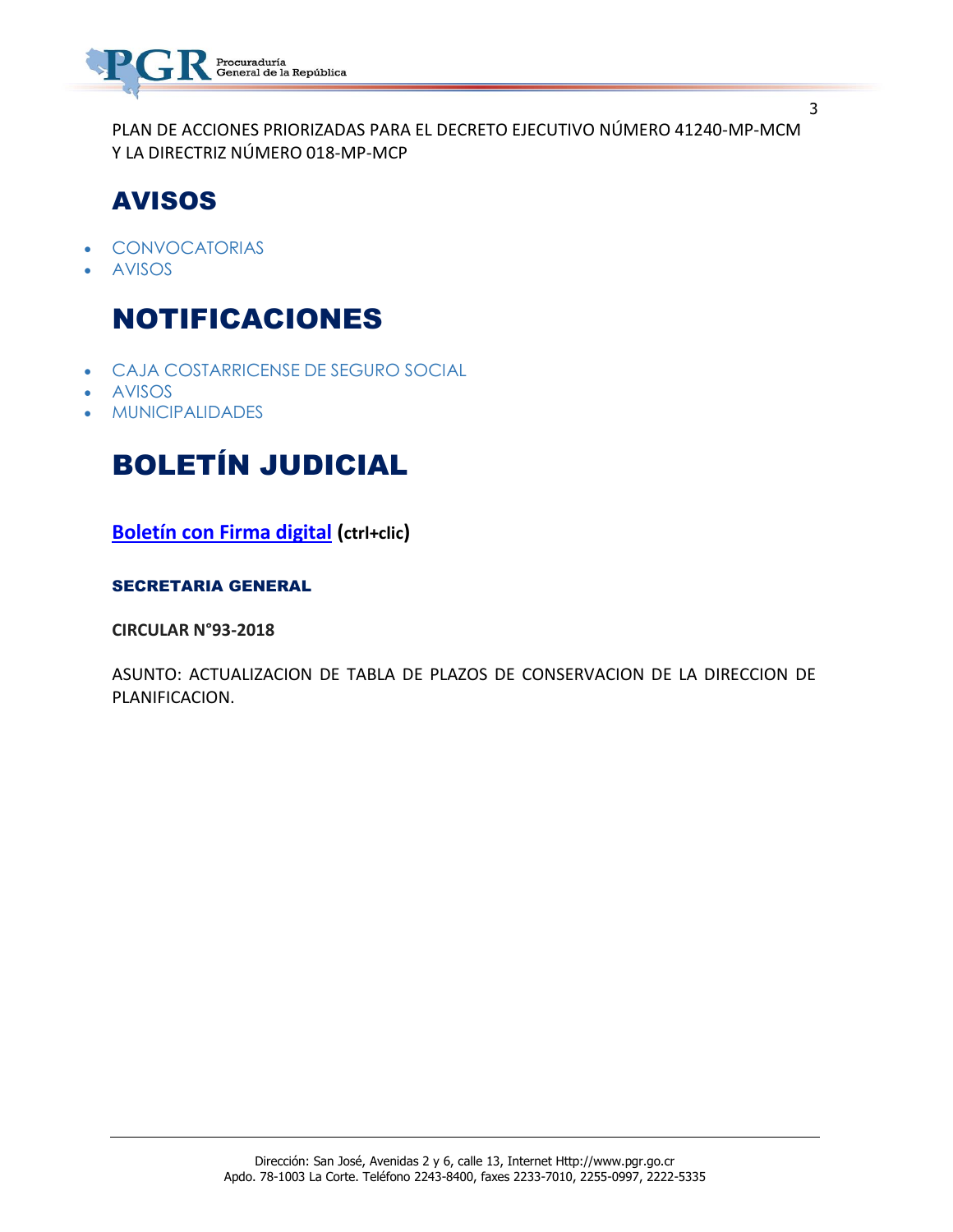PLAN DE ACCIONES PRIORIZADAS PARA EL DECRETO EJECUTIVO NÚMERO 41240-MP-MCM Y LA DIRECTRIZ NÚMERO 018-MP-MCP

# AVISOS

- CONVOCATORIAS
- AVISOS

# NOTIFICACIONES

- CAJA COSTARRICENSE DE SEGURO SOCIAL
- AVISOS
- MUNICIPALIDADES

# BOLETÍN JUDICIAL

**Boletín con Firma digital (ctrl+clic)**

### SECRETARIA GENERAL

**CIRCULAR N°93-2018**

ASUNTO: ACTUALIZACION DE TABLA DE PLAZOS DE CONSERVACION DE LA DIRECCION DE PLANIFICACION.